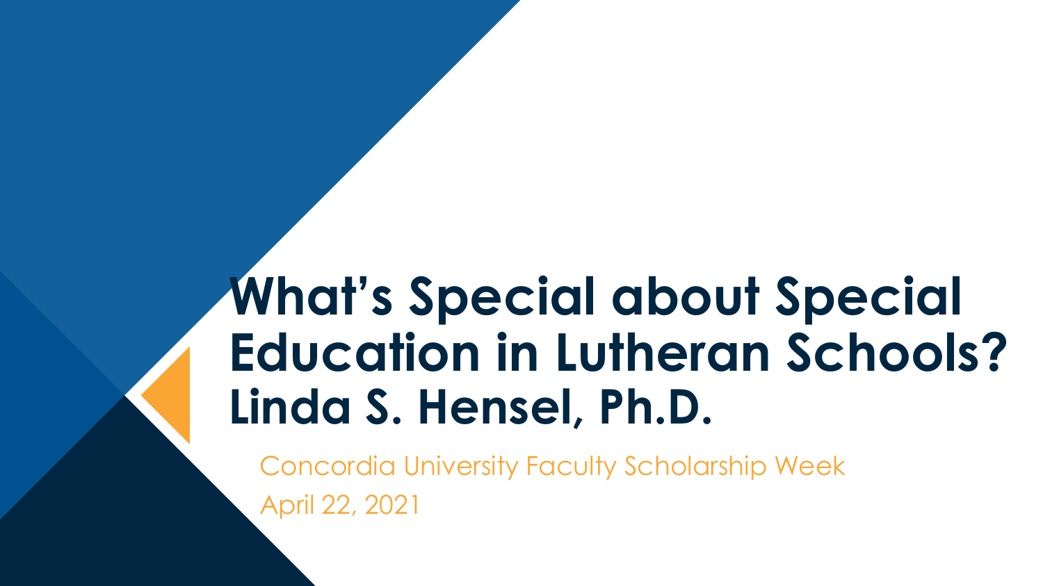# What's Special about Special Education in Lutheran Schools?

## Linda S. Hensel, Ph.D.

Concordia University Faculty Scholarship Week

April 22, 2021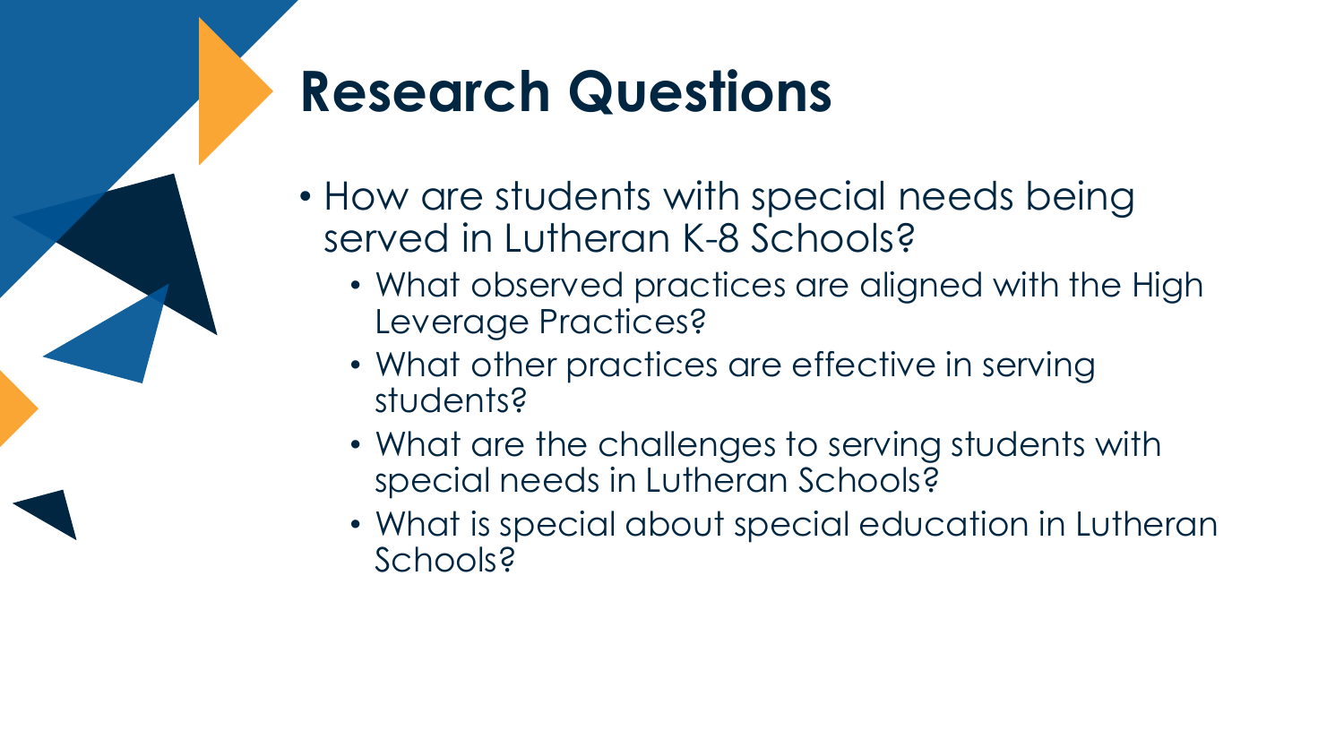# Research Questions

- How are students with special needs being served in Lutheran K-8 Schools?
  - What observed practices are aligned with the High Leverage Practices?
  - What other practices are effective in serving students?
  - What are the challenges to serving students with special needs in Lutheran Schools?
  - What is special about special education in Lutheran Schools?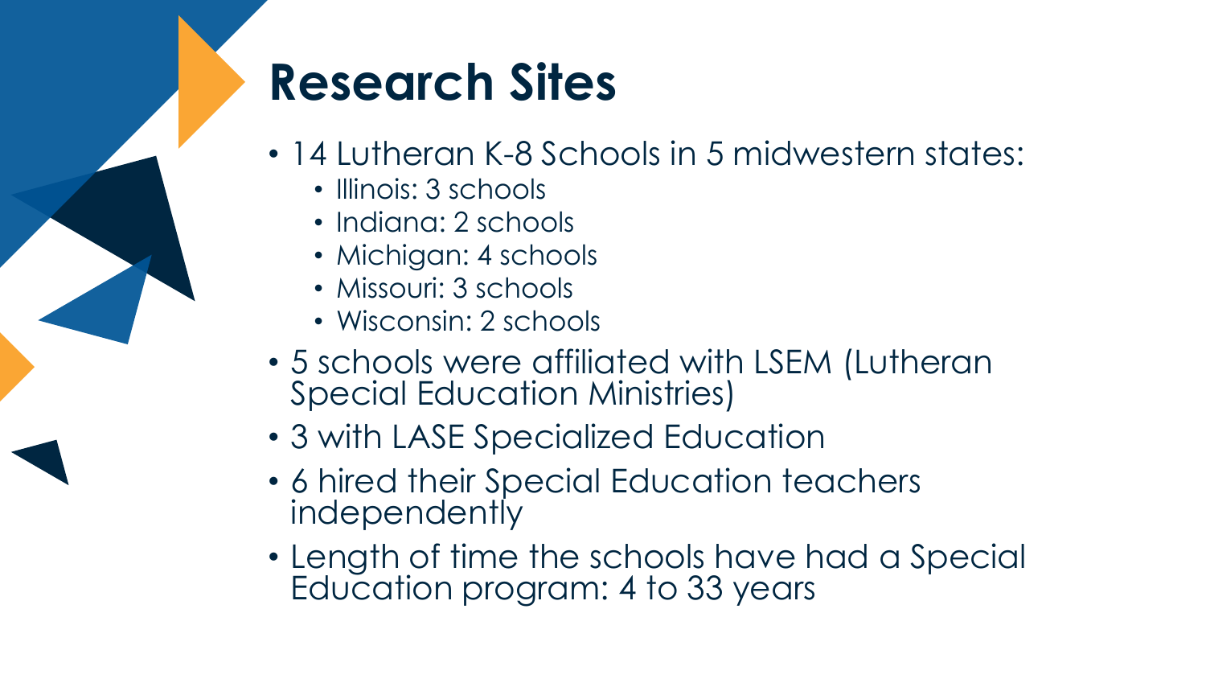# Research Sites

- 14 Lutheran K-8 Schools in 5 midwestern states:
  - Illinois: 3 schools
  - Indiana: 2 schools
  - Michigan: 4 schools
  - Missouri: 3 schools
  - Wisconsin: 2 schools
- 5 schools were affiliated with LSEM (Lutheran Special Education Ministries)
- 3 with LASE Specialized Education
- 6 hired their Special Education teachers independently
- Length of time the schools have had a Special Education program: 4 to 33 years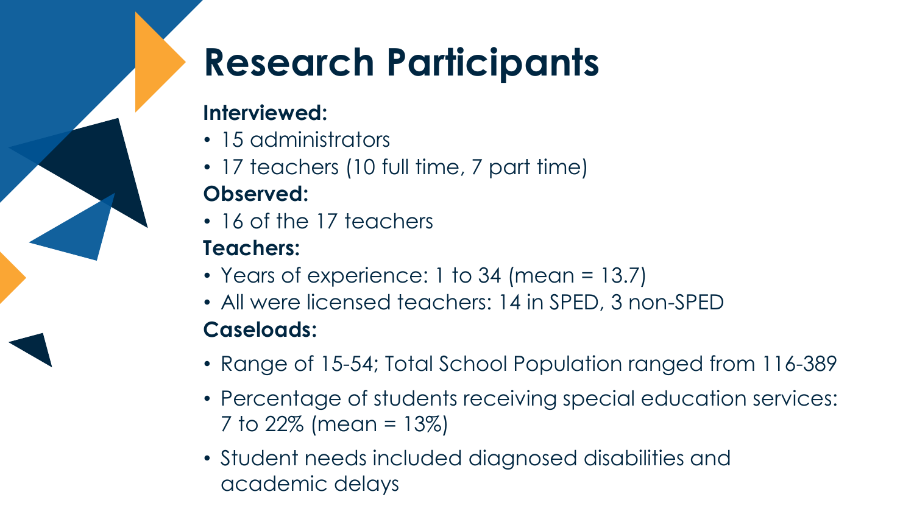# Research Participants

**Interviewed:**

- 15 administrators
- 17 teachers (10 full time, 7 part time)

**Observed:**

- 16 of the 17 teachers

**Teachers:**

- Years of experience: 1 to 34 (mean = 13.7)
- All were licensed teachers: 14 in SPED, 3 non-SPED

**Caseloads:**

- Range of 15-54; Total School Population ranged from 116-389
- Percentage of students receiving special education services: 7 to 22% (mean = 13%)
- Student needs included diagnosed disabilities and academic delays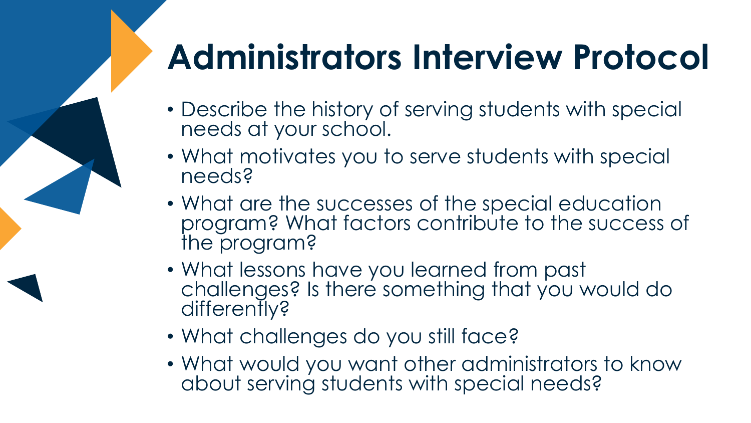# Administrators Interview Protocol

- Describe the history of serving students with special needs at your school.
- What motivates you to serve students with special needs?
- What are the successes of the special education program? What factors contribute to the success of the program?
- What lessons have you learned from past challenges? Is there something that you would do differently?
- What challenges do you still face?
- What would you want other administrators to know about serving students with special needs?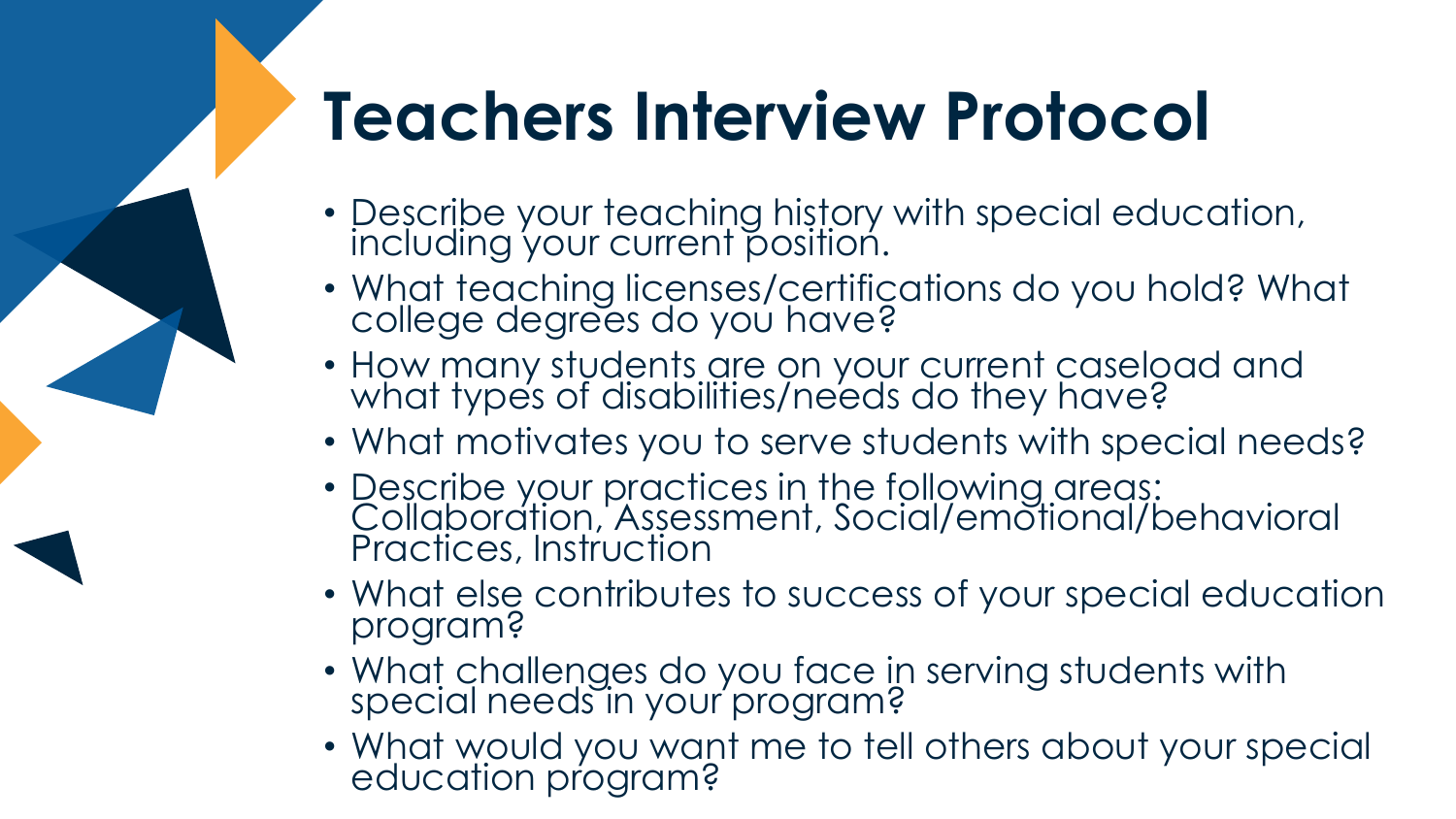# Teachers Interview Protocol

- Describe your teaching history with special education, including your current position.
- What teaching licenses/certifications do you hold? What college degrees do you have?
- How many students are on your current caseload and what types of disabilities/needs do they have?
- What motivates you to serve students with special needs?
- Describe your practices in the following areas: Collaboration, Assessment, Social/emotional/behavioral Practices, Instruction
- What else contributes to success of your special education program?
- What challenges do you face in serving students with special needs in your program?
- What would you want me to tell others about your special education program?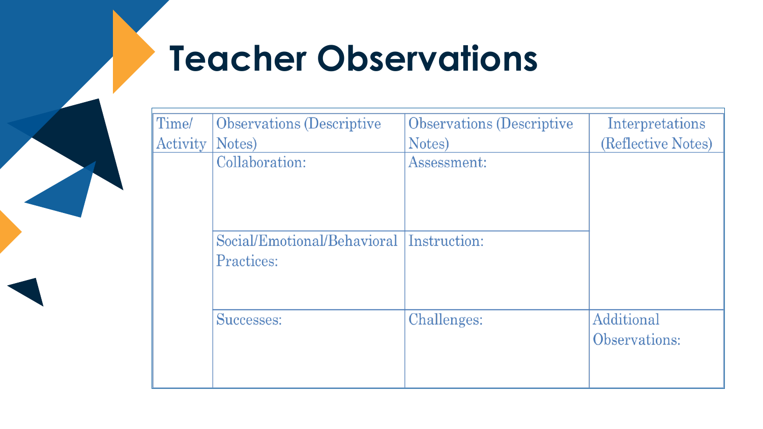# Teacher Observations

| Time/ Activity | Observations (Descriptive Notes) | Observations (Descriptive Notes) | Interpretations (Reflective Notes) |
|---|---|---|---|
| | Collaboration: | Assessment: | |
| | Social/Emotional/Behavioral Practices: | Instruction: | |
| | Successes: | Challenges: | Additional Observations: |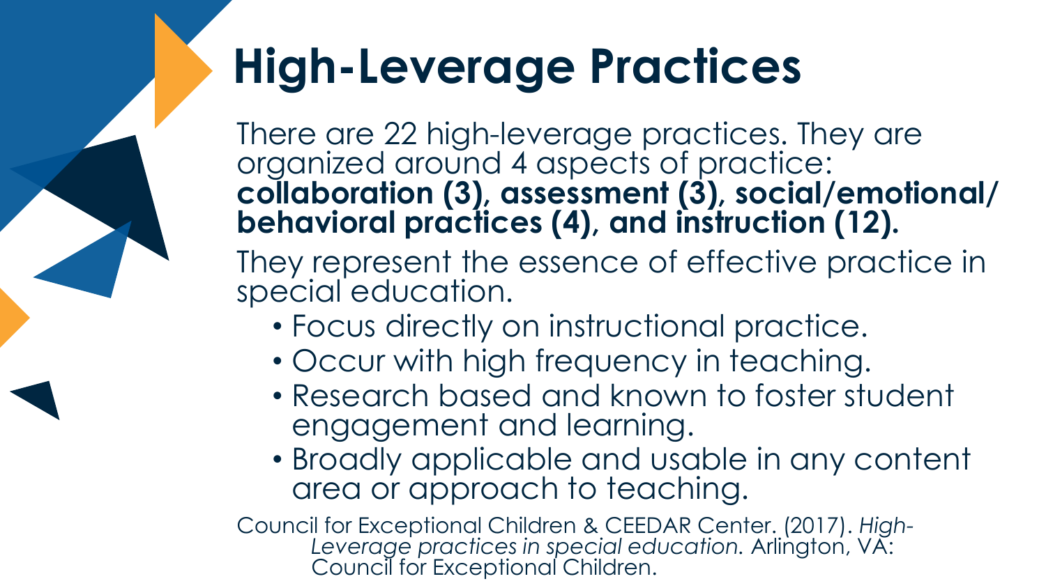# High-Leverage Practices

There are 22 high-leverage practices. They are organized around 4 aspects of practice: **collaboration (3), assessment (3), social/emotional/ behavioral practices (4), and instruction (12).**

They represent the essence of effective practice in special education.

- Focus directly on instructional practice.
- Occur with high frequency in teaching.
- Research based and known to foster student engagement and learning.
- Broadly applicable and usable in any content area or approach to teaching.

Council for Exceptional Children & CEEDAR Center. (2017). *High-Leverage practices in special education.* Arlington, VA: Council for Exceptional Children.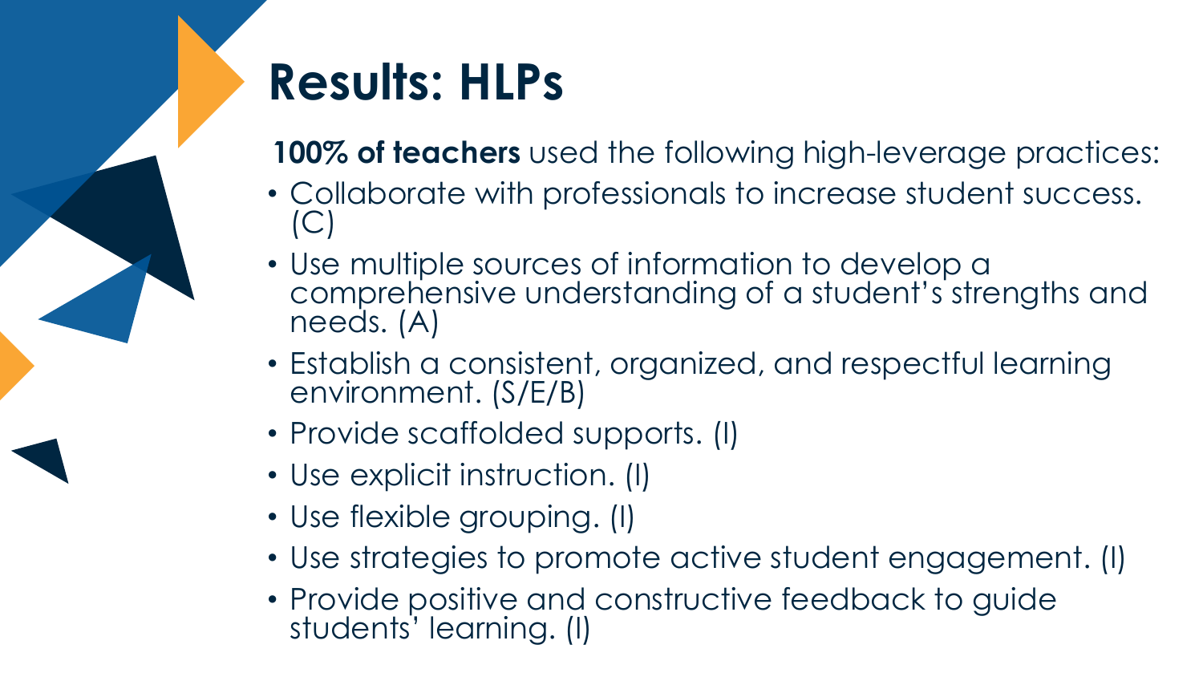# Results: HLPs

**100% of teachers** used the following high-leverage practices:

- Collaborate with professionals to increase student success. (C)
- Use multiple sources of information to develop a comprehensive understanding of a student's strengths and needs. (A)
- Establish a consistent, organized, and respectful learning environment. (S/E/B)
- Provide scaffolded supports. (I)
- Use explicit instruction. (I)
- Use flexible grouping. (I)
- Use strategies to promote active student engagement. (I)
- Provide positive and constructive feedback to guide students' learning. (I)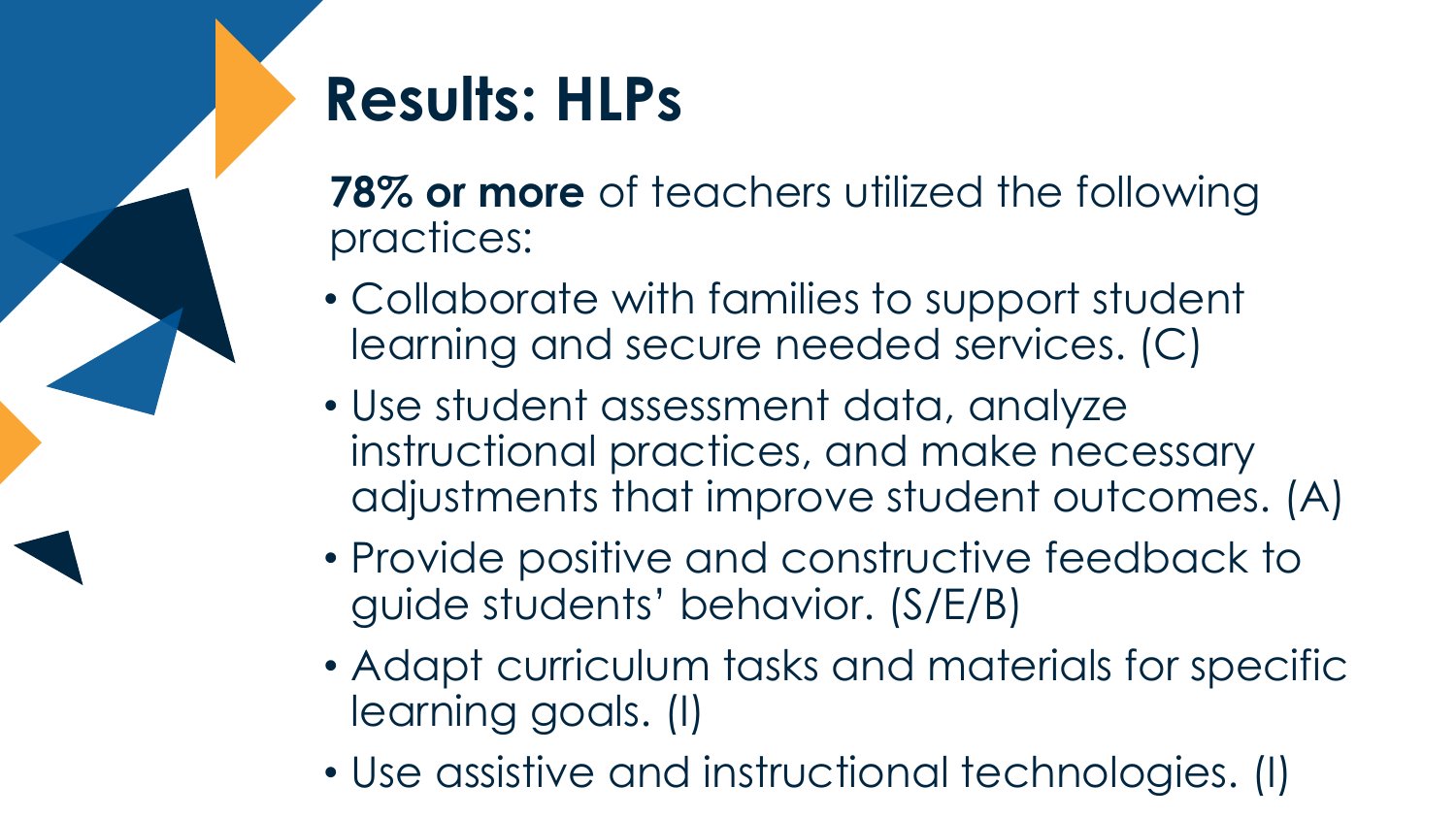# Results: HLPs

**78% or more** of teachers utilized the following practices:

- Collaborate with families to support student learning and secure needed services. (C)
- Use student assessment data, analyze instructional practices, and make necessary adjustments that improve student outcomes. (A)
- Provide positive and constructive feedback to guide students' behavior. (S/E/B)
- Adapt curriculum tasks and materials for specific learning goals. (I)
- Use assistive and instructional technologies. (I)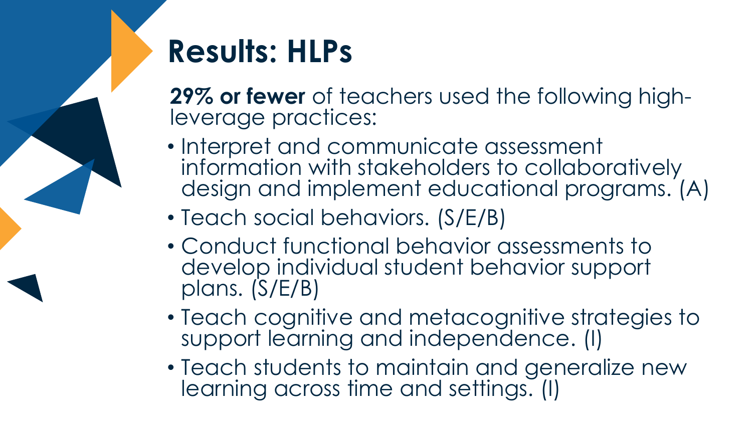# Results: HLPs

**29% or fewer** of teachers used the following high-leverage practices:

- Interpret and communicate assessment information with stakeholders to collaboratively design and implement educational programs. (A)
- Teach social behaviors. (S/E/B)
- Conduct functional behavior assessments to develop individual student behavior support plans. (S/E/B)
- Teach cognitive and metacognitive strategies to support learning and independence. (I)
- Teach students to maintain and generalize new learning across time and settings. (I)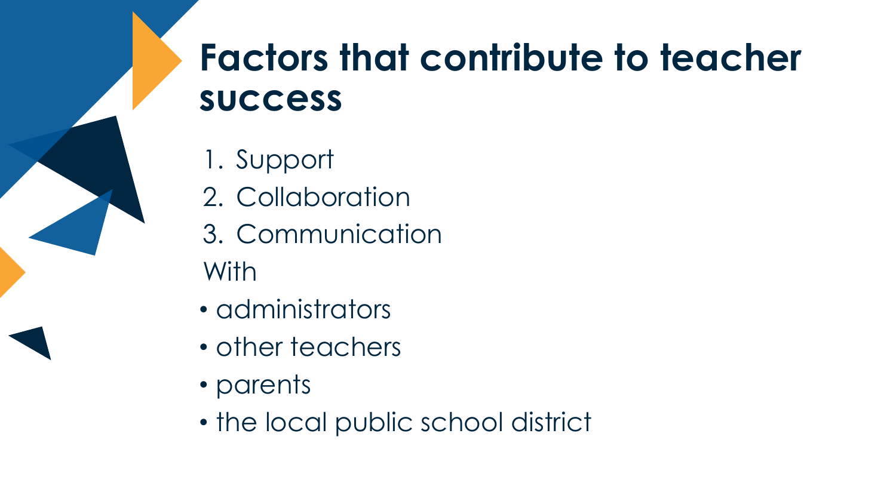# Factors that contribute to teacher success

1. Support
2. Collaboration
3. Communication

With

- administrators
- other teachers
- parents
- the local public school district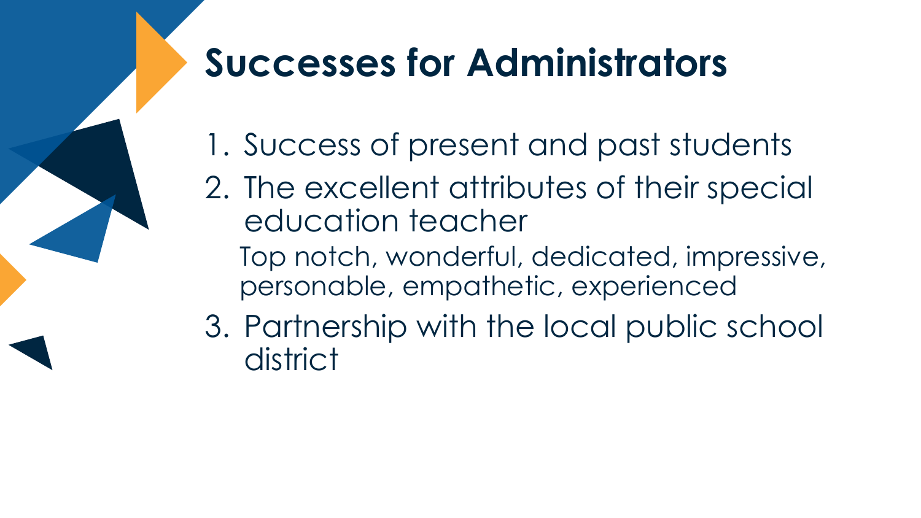# Successes for Administrators

1. Success of present and past students
2. The excellent attributes of their special education teacher

   Top notch, wonderful, dedicated, impressive, personable, empathetic, experienced

3. Partnership with the local public school district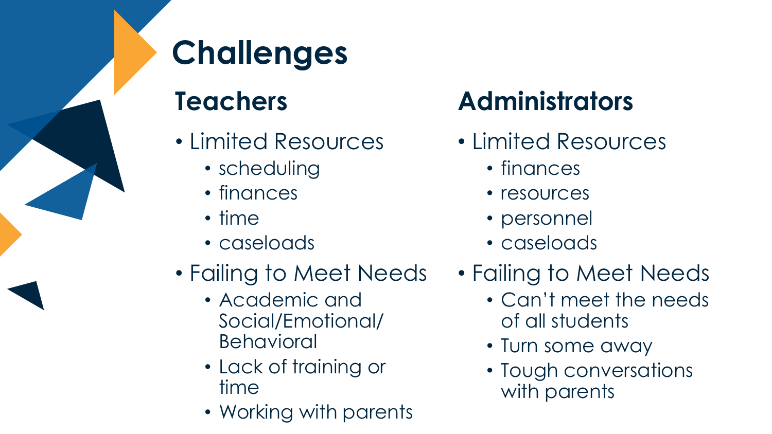# Challenges

## Teachers

- Limited Resources
  - scheduling
  - finances
  - time
  - caseloads
- Failing to Meet Needs
  - Academic and Social/Emotional/ Behavioral
  - Lack of training or time
  - Working with parents

## Administrators

- Limited Resources
  - finances
  - resources
  - personnel
  - caseloads
- Failing to Meet Needs
  - Can't meet the needs of all students
  - Turn some away
  - Tough conversations with parents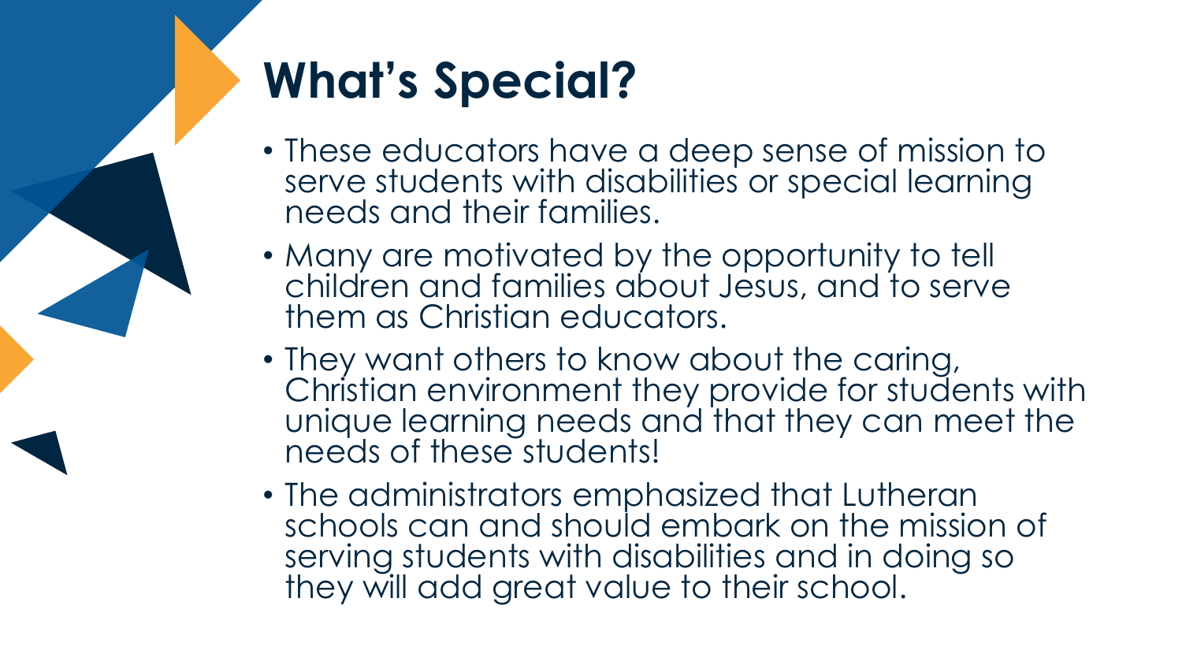# What's Special?

- These educators have a deep sense of mission to serve students with disabilities or special learning needs and their families.
- Many are motivated by the opportunity to tell children and families about Jesus, and to serve them as Christian educators.
- They want others to know about the caring, Christian environment they provide for students with unique learning needs and that they can meet the needs of these students!
- The administrators emphasized that Lutheran schools can and should embark on the mission of serving students with disabilities and in doing so they will add great value to their school.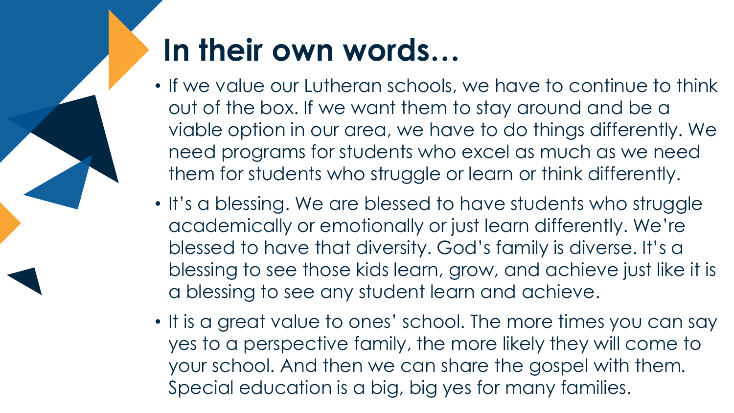# In their own words…

- If we value our Lutheran schools, we have to continue to think out of the box. If we want them to stay around and be a viable option in our area, we have to do things differently. We need programs for students who excel as much as we need them for students who struggle or learn or think differently.
- It's a blessing. We are blessed to have students who struggle academically or emotionally or just learn differently. We're blessed to have that diversity. God's family is diverse. It's a blessing to see those kids learn, grow, and achieve just like it is a blessing to see any student learn and achieve.
- It is a great value to ones' school. The more times you can say yes to a perspective family, the more likely they will come to your school. And then we can share the gospel with them. Special education is a big, big yes for many families.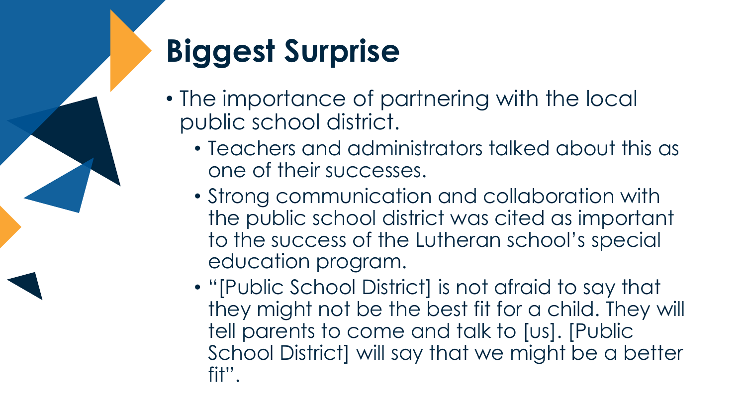# Biggest Surprise

- The importance of partnering with the local public school district.
  - Teachers and administrators talked about this as one of their successes.
  - Strong communication and collaboration with the public school district was cited as important to the success of the Lutheran school's special education program.
  - "[Public School District] is not afraid to say that they might not be the best fit for a child. They will tell parents to come and talk to [us]. [Public School District] will say that we might be a better fit".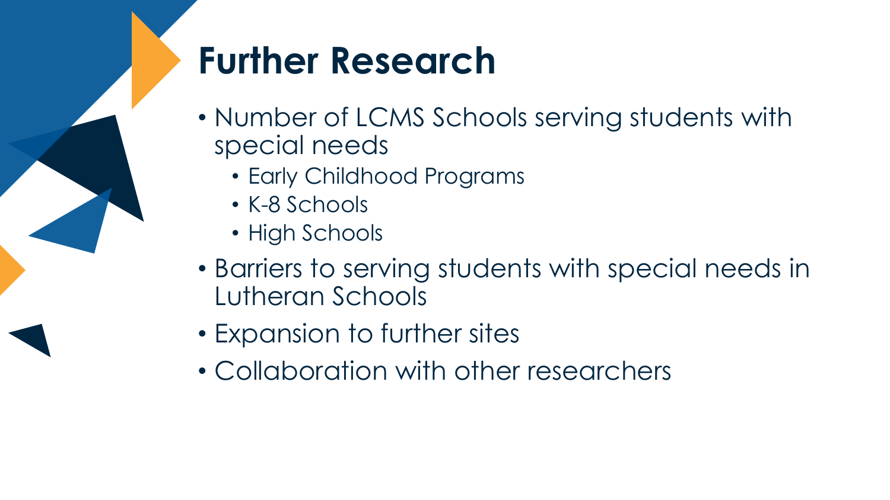# Further Research

- Number of LCMS Schools serving students with special needs
  - Early Childhood Programs
  - K-8 Schools
  - High Schools
- Barriers to serving students with special needs in Lutheran Schools
- Expansion to further sites
- Collaboration with other researchers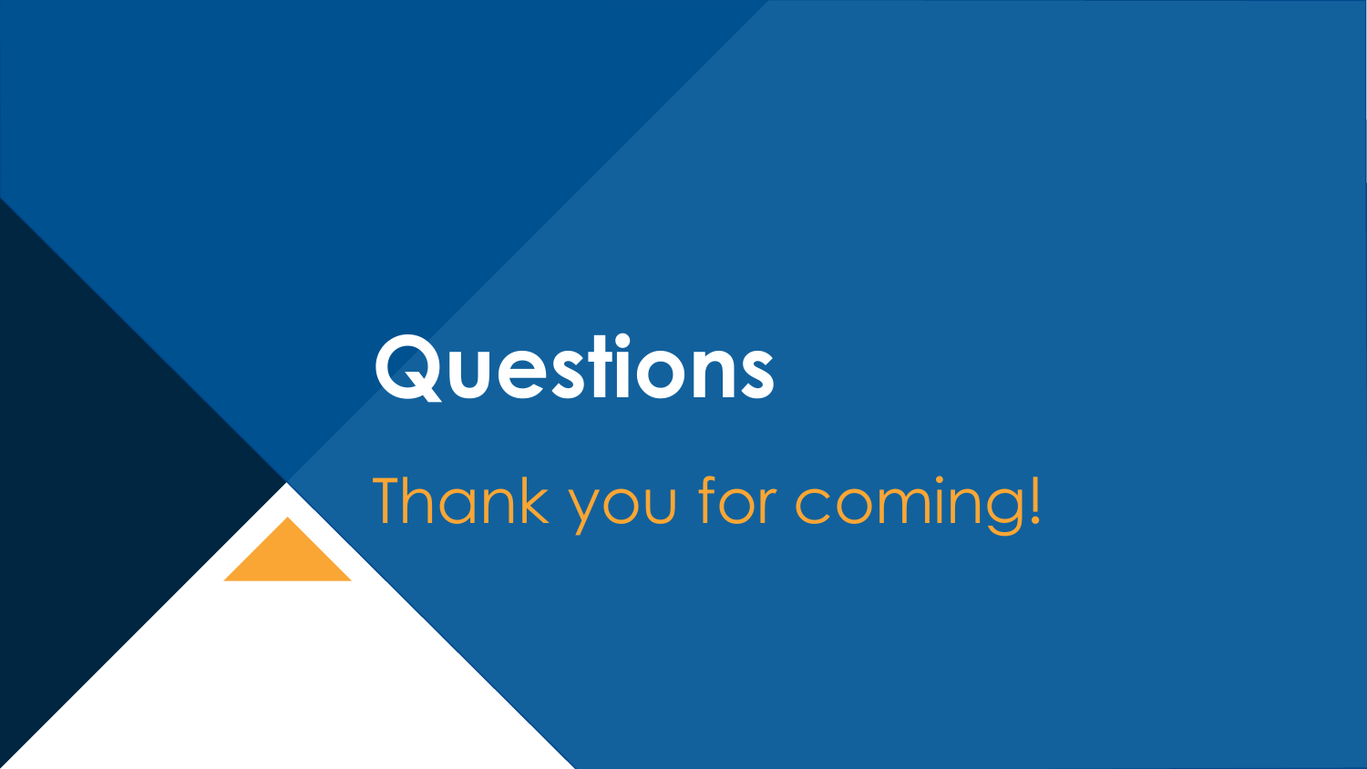# Questions

Thank you for coming!